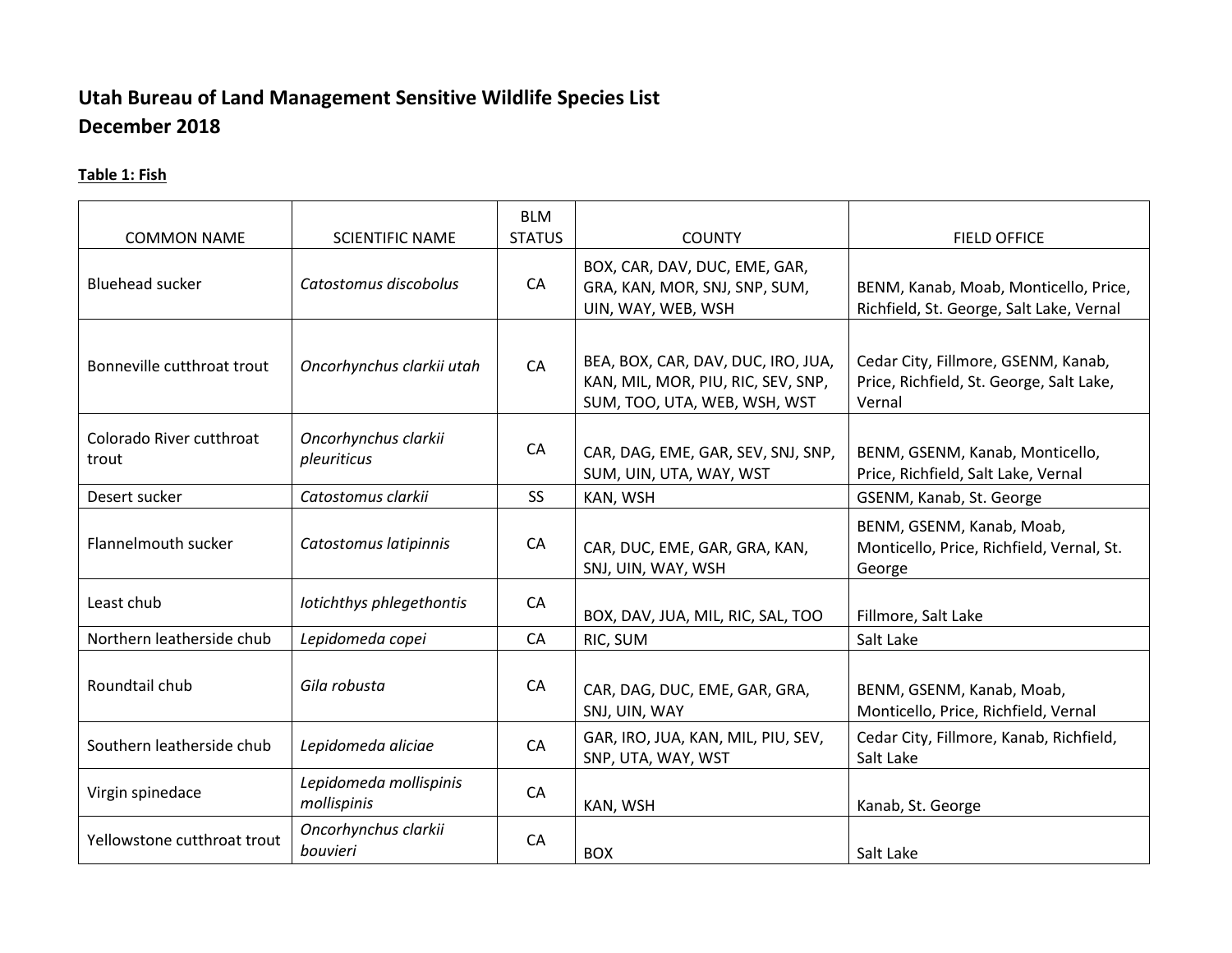# Utah Bureau of Land Management Sensitive Wildlife Species List
# December 2018

**Table 1: Fish**

| COMMON NAME | SCIENTIFIC NAME | BLM STATUS | COUNTY | FIELD OFFICE |
|---|---|---|---|---|
| Bluehead sucker | *Catostomus discobolus* | CA | BOX, CAR, DAV, DUC, EME, GAR, GRA, KAN, MOR, SNJ, SNP, SUM, UIN, WAY, WEB, WSH | BENM, Kanab, Moab, Monticello, Price, Richfield, St. George, Salt Lake, Vernal |
| Bonneville cutthroat trout | *Oncorhynchus clarkii utah* | CA | BEA, BOX, CAR, DAV, DUC, IRO, JUA, KAN, MIL, MOR, PIU, RIC, SEV, SNP, SUM, TOO, UTA, WEB, WSH, WST | Cedar City, Fillmore, GSENM, Kanab, Price, Richfield, St. George, Salt Lake, Vernal |
| Colorado River cutthroat trout | *Oncorhynchus clarkii pleuriticus* | CA | CAR, DAG, EME, GAR, SEV, SNJ, SNP, SUM, UIN, UTA, WAY, WST | BENM, GSENM, Kanab, Monticello, Price, Richfield, Salt Lake, Vernal |
| Desert sucker | *Catostomus clarkii* | SS | KAN, WSH | GSENM, Kanab, St. George |
| Flannelmouth sucker | *Catostomus latipinnis* | CA | CAR, DUC, EME, GAR, GRA, KAN, SNJ, UIN, WAY, WSH | BENM, GSENM, Kanab, Moab, Monticello, Price, Richfield, Vernal, St. George |
| Least chub | *Iotichthys phlegethontis* | CA | BOX, DAV, JUA, MIL, RIC, SAL, TOO | Fillmore, Salt Lake |
| Northern leatherside chub | *Lepidomeda copei* | CA | RIC, SUM | Salt Lake |
| Roundtail chub | *Gila robusta* | CA | CAR, DAG, DUC, EME, GAR, GRA, SNJ, UIN, WAY | BENM, GSENM, Kanab, Moab, Monticello, Price, Richfield, Vernal |
| Southern leatherside chub | *Lepidomeda aliciae* | CA | GAR, IRO, JUA, KAN, MIL, PIU, SEV, SNP, UTA, WAY, WST | Cedar City, Fillmore, Kanab, Richfield, Salt Lake |
| Virgin spinedace | *Lepidomeda mollispinis mollispinis* | CA | KAN, WSH | Kanab, St. George |
| Yellowstone cutthroat trout | *Oncorhynchus clarkii bouvieri* | CA | BOX | Salt Lake |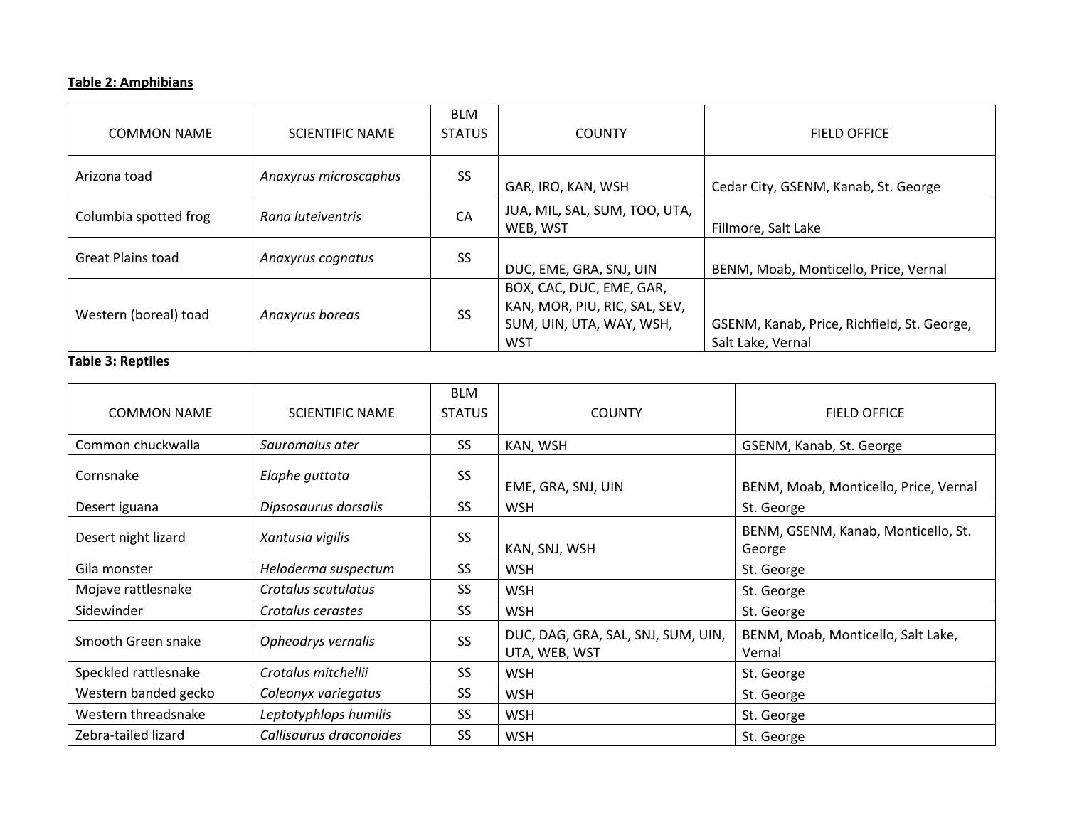**Table 2: Amphibians**

| COMMON NAME | SCIENTIFIC NAME | BLM STATUS | COUNTY | FIELD OFFICE |
|---|---|---|---|---|
| Arizona toad | *Anaxyrus microscaphus* | SS | GAR, IRO, KAN, WSH | Cedar City, GSENM, Kanab, St. George |
| Columbia spotted frog | *Rana luteiventris* | CA | JUA, MIL, SAL, SUM, TOO, UTA, WEB, WST | Fillmore, Salt Lake |
| Great Plains toad | *Anaxyrus cognatus* | SS | DUC, EME, GRA, SNJ, UIN | BENM, Moab, Monticello, Price, Vernal |
| Western (boreal) toad | *Anaxyrus boreas* | SS | BOX, CAC, DUC, EME, GAR, KAN, MOR, PIU, RIC, SAL, SEV, SUM, UIN, UTA, WAY, WSH, WST | GSENM, Kanab, Price, Richfield, St. George, Salt Lake, Vernal |

**Table 3: Reptiles**

| COMMON NAME | SCIENTIFIC NAME | BLM STATUS | COUNTY | FIELD OFFICE |
|---|---|---|---|---|
| Common chuckwalla | *Sauromalus ater* | SS | KAN, WSH | GSENM, Kanab, St. George |
| Cornsnake | *Elaphe guttata* | SS | EME, GRA, SNJ, UIN | BENM, Moab, Monticello, Price, Vernal |
| Desert iguana | *Dipsosaurus dorsalis* | SS | WSH | St. George |
| Desert night lizard | *Xantusia vigilis* | SS | KAN, SNJ, WSH | BENM, GSENM, Kanab, Monticello, St. George |
| Gila monster | *Heloderma suspectum* | SS | WSH | St. George |
| Mojave rattlesnake | *Crotalus scutulatus* | SS | WSH | St. George |
| Sidewinder | *Crotalus cerastes* | SS | WSH | St. George |
| Smooth Green snake | *Opheodrys vernalis* | SS | DUC, DAG, GRA, SAL, SNJ, SUM, UIN, UTA, WEB, WST | BENM, Moab, Monticello, Salt Lake, Vernal |
| Speckled rattlesnake | *Crotalus mitchellii* | SS | WSH | St. George |
| Western banded gecko | *Coleonyx variegatus* | SS | WSH | St. George |
| Western threadsnake | *Leptotyphlops humilis* | SS | WSH | St. George |
| Zebra-tailed lizard | *Callisaurus draconoides* | SS | WSH | St. George |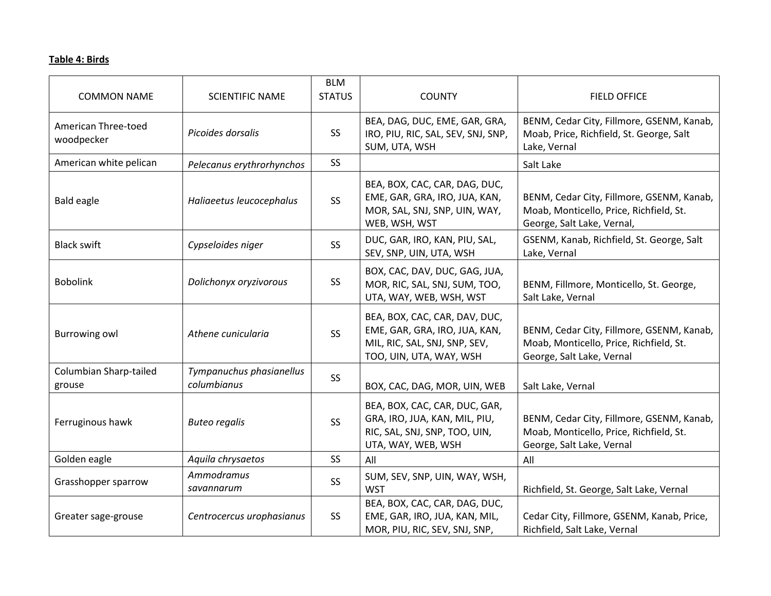**Table 4: Birds**

| COMMON NAME | SCIENTIFIC NAME | BLM STATUS | COUNTY | FIELD OFFICE |
|---|---|---|---|---|
| American Three-toed woodpecker | *Picoides dorsalis* | SS | BEA, DAG, DUC, EME, GAR, GRA, IRO, PIU, RIC, SAL, SEV, SNJ, SNP, SUM, UTA, WSH | BENM, Cedar City, Fillmore, GSENM, Kanab, Moab, Price, Richfield, St. George, Salt Lake, Vernal |
| American white pelican | *Pelecanus erythrorhynchos* | SS | | Salt Lake |
| Bald eagle | *Haliaeetus leucocephalus* | SS | BEA, BOX, CAC, CAR, DAG, DUC, EME, GAR, GRA, IRO, JUA, KAN, MOR, SAL, SNJ, SNP, UIN, WAY, WEB, WSH, WST | BENM, Cedar City, Fillmore, GSENM, Kanab, Moab, Monticello, Price, Richfield, St. George, Salt Lake, Vernal, |
| Black swift | *Cypseloides niger* | SS | DUC, GAR, IRO, KAN, PIU, SAL, SEV, SNP, UIN, UTA, WSH | GSENM, Kanab, Richfield, St. George, Salt Lake, Vernal |
| Bobolink | *Dolichonyx oryzivorous* | SS | BOX, CAC, DAV, DUC, GAG, JUA, MOR, RIC, SAL, SNJ, SUM, TOO, UTA, WAY, WEB, WSH, WST | BENM, Fillmore, Monticello, St. George, Salt Lake, Vernal |
| Burrowing owl | *Athene cunicularia* | SS | BEA, BOX, CAC, CAR, DAV, DUC, EME, GAR, GRA, IRO, JUA, KAN, MIL, RIC, SAL, SNJ, SNP, SEV, TOO, UIN, UTA, WAY, WSH | BENM, Cedar City, Fillmore, GSENM, Kanab, Moab, Monticello, Price, Richfield, St. George, Salt Lake, Vernal |
| Columbian Sharp-tailed grouse | *Tympanuchus phasianellus columbianus* | SS | BOX, CAC, DAG, MOR, UIN, WEB | Salt Lake, Vernal |
| Ferruginous hawk | *Buteo regalis* | SS | BEA, BOX, CAC, CAR, DUC, GAR, GRA, IRO, JUA, KAN, MIL, PIU, RIC, SAL, SNJ, SNP, TOO, UIN, UTA, WAY, WEB, WSH | BENM, Cedar City, Fillmore, GSENM, Kanab, Moab, Monticello, Price, Richfield, St. George, Salt Lake, Vernal |
| Golden eagle | *Aquila chrysaetos* | SS | All | All |
| Grasshopper sparrow | *Ammodramus savannarum* | SS | SUM, SEV, SNP, UIN, WAY, WSH, WST | Richfield, St. George, Salt Lake, Vernal |
| Greater sage-grouse | *Centrocercus urophasianus* | SS | BEA, BOX, CAC, CAR, DAG, DUC, EME, GAR, IRO, JUA, KAN, MIL, MOR, PIU, RIC, SEV, SNJ, SNP, | Cedar City, Fillmore, GSENM, Kanab, Price, Richfield, Salt Lake, Vernal |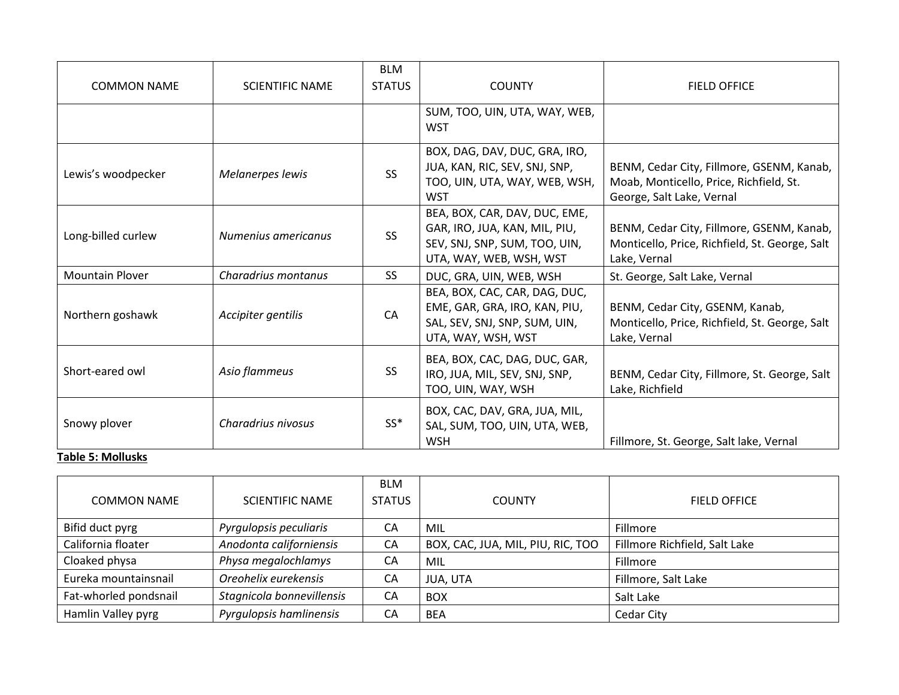| COMMON NAME | SCIENTIFIC NAME | BLM STATUS | COUNTY | FIELD OFFICE |
|---|---|---|---|---|
| | | | SUM, TOO, UIN, UTA, WAY, WEB, WST | |
| Lewis's woodpecker | *Melanerpes lewis* | SS | BOX, DAG, DAV, DUC, GRA, IRO, JUA, KAN, RIC, SEV, SNJ, SNP, TOO, UIN, UTA, WAY, WEB, WSH, WST | BENM, Cedar City, Fillmore, GSENM, Kanab, Moab, Monticello, Price, Richfield, St. George, Salt Lake, Vernal |
| Long-billed curlew | *Numenius americanus* | SS | BEA, BOX, CAR, DAV, DUC, EME, GAR, IRO, JUA, KAN, MIL, PIU, SEV, SNJ, SNP, SUM, TOO, UIN, UTA, WAY, WEB, WSH, WST | BENM, Cedar City, Fillmore, GSENM, Kanab, Monticello, Price, Richfield, St. George, Salt Lake, Vernal |
| Mountain Plover | *Charadrius montanus* | SS | DUC, GRA, UIN, WEB, WSH | St. George, Salt Lake, Vernal |
| Northern goshawk | *Accipiter gentilis* | CA | BEA, BOX, CAC, CAR, DAG, DUC, EME, GAR, GRA, IRO, KAN, PIU, SAL, SEV, SNJ, SNP, SUM, UIN, UTA, WAY, WSH, WST | BENM, Cedar City, GSENM, Kanab, Monticello, Price, Richfield, St. George, Salt Lake, Vernal |
| Short-eared owl | *Asio flammeus* | SS | BEA, BOX, CAC, DAG, DUC, GAR, IRO, JUA, MIL, SEV, SNJ, SNP, TOO, UIN, WAY, WSH | BENM, Cedar City, Fillmore, St. George, Salt Lake, Richfield |
| Snowy plover | *Charadrius nivosus* | SS* | BOX, CAC, DAV, GRA, JUA, MIL, SAL, SUM, TOO, UIN, UTA, WEB, WSH | Fillmore, St. George, Salt lake, Vernal |

**Table 5: Mollusks**

| COMMON NAME | SCIENTIFIC NAME | BLM STATUS | COUNTY | FIELD OFFICE |
|---|---|---|---|---|
| Bifid duct pyrg | *Pyrgulopsis peculiaris* | CA | MIL | Fillmore |
| California floater | *Anodonta californiensis* | CA | BOX, CAC, JUA, MIL, PIU, RIC, TOO | Fillmore Richfield, Salt Lake |
| Cloaked physa | *Physa megalochlamys* | CA | MIL | Fillmore |
| Eureka mountainsnail | *Oreohelix eurekensis* | CA | JUA, UTA | Fillmore, Salt Lake |
| Fat-whorled pondsnail | *Stagnicola bonnevillensis* | CA | BOX | Salt Lake |
| Hamlin Valley pyrg | *Pyrgulopsis hamlinensis* | CA | BEA | Cedar City |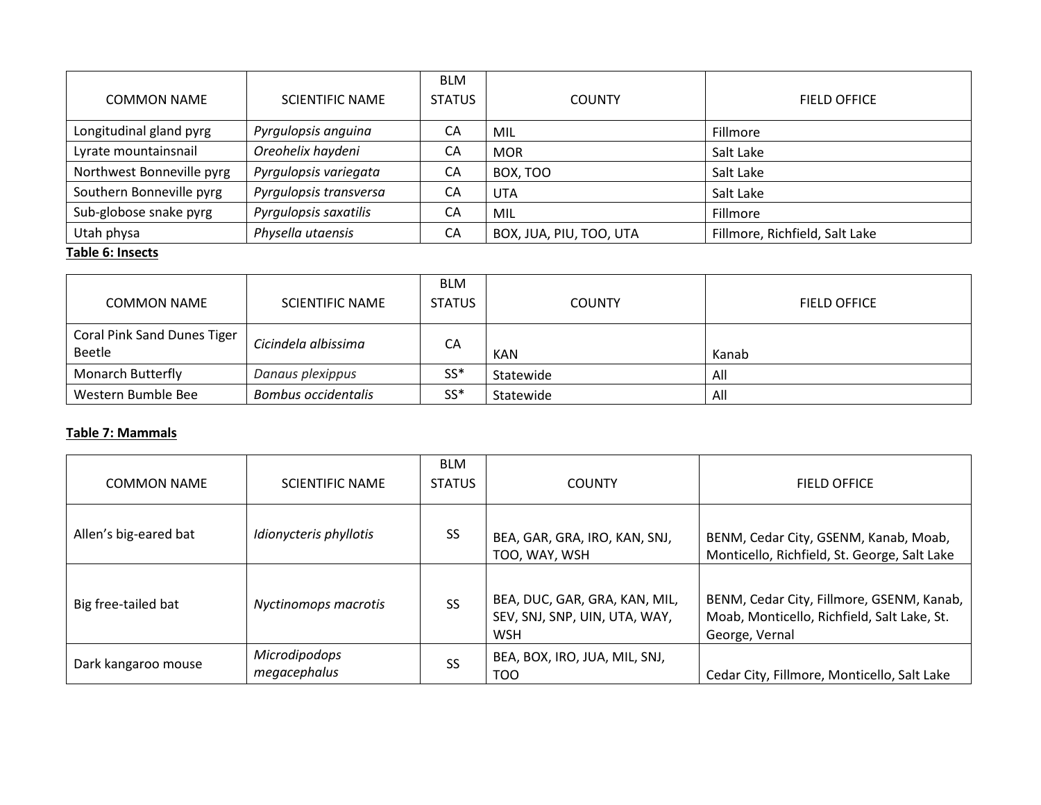| COMMON NAME | SCIENTIFIC NAME | BLM STATUS | COUNTY | FIELD OFFICE |
|---|---|---|---|---|
| Longitudinal gland pyrg | *Pyrgulopsis anguina* | CA | MIL | Fillmore |
| Lyrate mountainsnail | *Oreohelix haydeni* | CA | MOR | Salt Lake |
| Northwest Bonneville pyrg | *Pyrgulopsis variegata* | CA | BOX, TOO | Salt Lake |
| Southern Bonneville pyrg | *Pyrgulopsis transversa* | CA | UTA | Salt Lake |
| Sub-globose snake pyrg | *Pyrgulopsis saxatilis* | CA | MIL | Fillmore |
| Utah physa | *Physella utaensis* | CA | BOX, JUA, PIU, TOO, UTA | Fillmore, Richfield, Salt Lake |

**Table 6: Insects**

| COMMON NAME | SCIENTIFIC NAME | BLM STATUS | COUNTY | FIELD OFFICE |
|---|---|---|---|---|
| Coral Pink Sand Dunes Tiger Beetle | *Cicindela albissima* | CA | KAN | Kanab |
| Monarch Butterfly | *Danaus plexippus* | SS* | Statewide | All |
| Western Bumble Bee | *Bombus occidentalis* | SS* | Statewide | All |

**Table 7: Mammals**

| COMMON NAME | SCIENTIFIC NAME | BLM STATUS | COUNTY | FIELD OFFICE |
|---|---|---|---|---|
| Allen's big-eared bat | *Idionycteris phyllotis* | SS | BEA, GAR, GRA, IRO, KAN, SNJ, TOO, WAY, WSH | BENM, Cedar City, GSENM, Kanab, Moab, Monticello, Richfield, St. George, Salt Lake |
| Big free-tailed bat | *Nyctinomops macrotis* | SS | BEA, DUC, GAR, GRA, KAN, MIL, SEV, SNJ, SNP, UIN, UTA, WAY, WSH | BENM, Cedar City, Fillmore, GSENM, Kanab, Moab, Monticello, Richfield, Salt Lake, St. George, Vernal |
| Dark kangaroo mouse | *Microdipodops megacephalus* | SS | BEA, BOX, IRO, JUA, MIL, SNJ, TOO | Cedar City, Fillmore, Monticello, Salt Lake |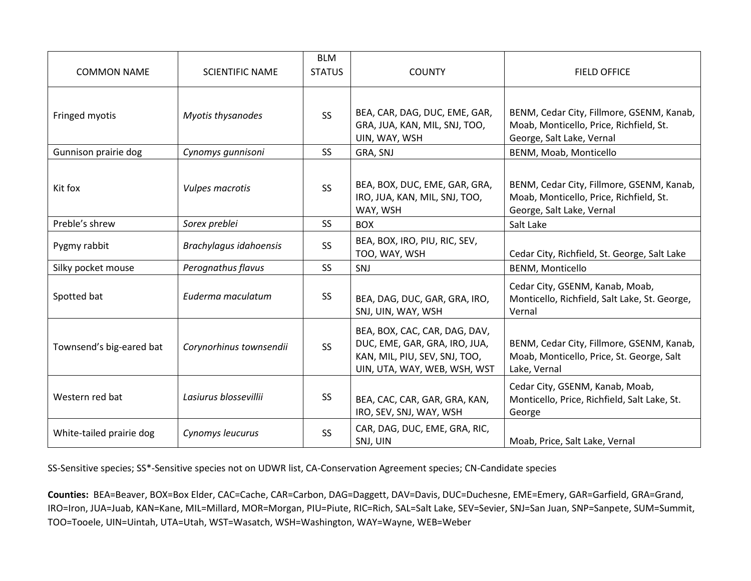| COMMON NAME | SCIENTIFIC NAME | BLM STATUS | COUNTY | FIELD OFFICE |
|---|---|---|---|---|
| Fringed myotis | *Myotis thysanodes* | SS | BEA, CAR, DAG, DUC, EME, GAR, GRA, JUA, KAN, MIL, SNJ, TOO, UIN, WAY, WSH | BENM, Cedar City, Fillmore, GSENM, Kanab, Moab, Monticello, Price, Richfield, St. George, Salt Lake, Vernal |
| Gunnison prairie dog | *Cynomys gunnisoni* | SS | GRA, SNJ | BENM, Moab, Monticello |
| Kit fox | *Vulpes macrotis* | SS | BEA, BOX, DUC, EME, GAR, GRA, IRO, JUA, KAN, MIL, SNJ, TOO, WAY, WSH | BENM, Cedar City, Fillmore, GSENM, Kanab, Moab, Monticello, Price, Richfield, St. George, Salt Lake, Vernal |
| Preble's shrew | *Sorex preblei* | SS | BOX | Salt Lake |
| Pygmy rabbit | *Brachylagus idahoensis* | SS | BEA, BOX, IRO, PIU, RIC, SEV, TOO, WAY, WSH | Cedar City, Richfield, St. George, Salt Lake |
| Silky pocket mouse | *Perognathus flavus* | SS | SNJ | BENM, Monticello |
| Spotted bat | *Euderma maculatum* | SS | BEA, DAG, DUC, GAR, GRA, IRO, SNJ, UIN, WAY, WSH | Cedar City, GSENM, Kanab, Moab, Monticello, Richfield, Salt Lake, St. George, Vernal |
| Townsend's big-eared bat | *Corynorhinus townsendii* | SS | BEA, BOX, CAC, CAR, DAG, DAV, DUC, EME, GAR, GRA, IRO, JUA, KAN, MIL, PIU, SEV, SNJ, TOO, UIN, UTA, WAY, WEB, WSH, WST | BENM, Cedar City, Fillmore, GSENM, Kanab, Moab, Monticello, Price, St. George, Salt Lake, Vernal |
| Western red bat | *Lasiurus blossevillii* | SS | BEA, CAC, CAR, GAR, GRA, KAN, IRO, SEV, SNJ, WAY, WSH | Cedar City, GSENM, Kanab, Moab, Monticello, Price, Richfield, Salt Lake, St. George |
| White-tailed prairie dog | *Cynomys leucurus* | SS | CAR, DAG, DUC, EME, GRA, RIC, SNJ, UIN | Moab, Price, Salt Lake, Vernal |

SS-Sensitive species; SS*-Sensitive species not on UDWR list, CA-Conservation Agreement species; CN-Candidate species

**Counties:** BEA=Beaver, BOX=Box Elder, CAC=Cache, CAR=Carbon, DAG=Daggett, DAV=Davis, DUC=Duchesne, EME=Emery, GAR=Garfield, GRA=Grand, IRO=Iron, JUA=Juab, KAN=Kane, MIL=Millard, MOR=Morgan, PIU=Piute, RIC=Rich, SAL=Salt Lake, SEV=Sevier, SNJ=San Juan, SNP=Sanpete, SUM=Summit, TOO=Tooele, UIN=Uintah, UTA=Utah, WST=Wasatch, WSH=Washington, WAY=Wayne, WEB=Weber